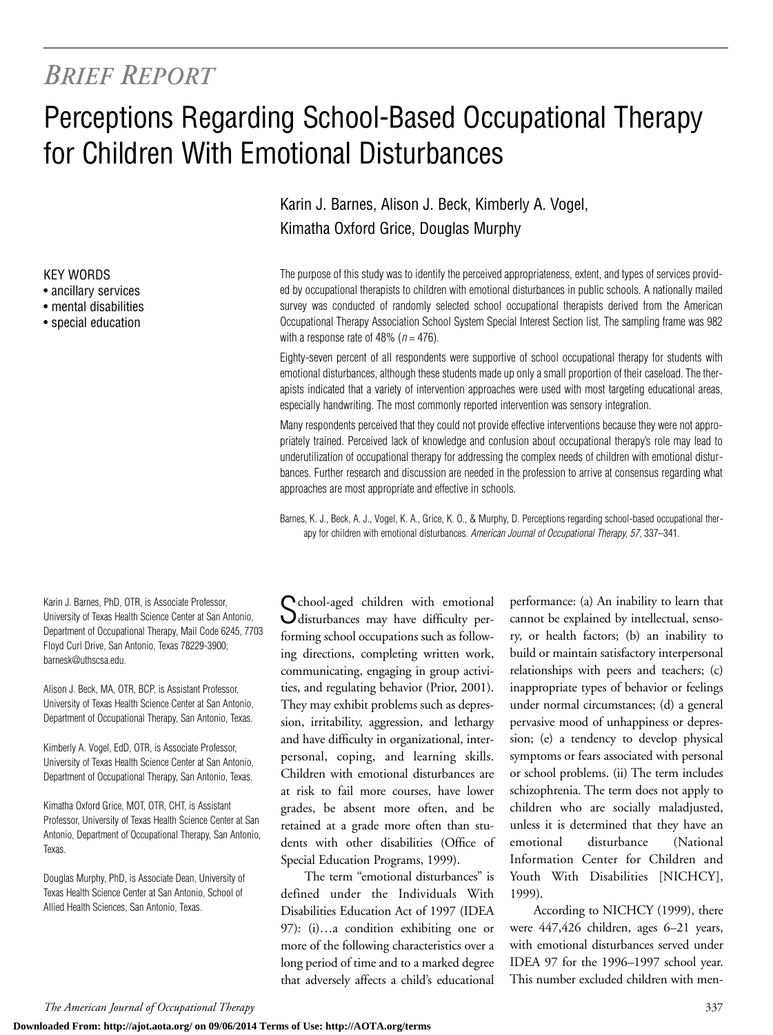*Brief Report*

# Perceptions Regarding School-Based Occupational Therapy for Children With Emotional Disturbances

Karin J. Barnes, Alison J. Beck, Kimberly A. Vogel, Kimatha Oxford Grice, Douglas Murphy

KEY WORDS
- ancillary services
- mental disabilities
- special education

The purpose of this study was to identify the perceived appropriateness, extent, and types of services provided by occupational therapists to children with emotional disturbances in public schools. A nationally mailed survey was conducted of randomly selected school occupational therapists derived from the American Occupational Therapy Association School System Special Interest Section list. The sampling frame was 982 with a response rate of 48% ($n = 476$).

Eighty-seven percent of all respondents were supportive of school occupational therapy for students with emotional disturbances, although these students made up only a small proportion of their caseload. The therapists indicated that a variety of intervention approaches were used with most targeting educational areas, especially handwriting. The most commonly reported intervention was sensory integration.

Many respondents perceived that they could not provide effective interventions because they were not appropriately trained. Perceived lack of knowledge and confusion about occupational therapy's role may lead to underutilization of occupational therapy for addressing the complex needs of children with emotional disturbances. Further research and discussion are needed in the profession to arrive at consensus regarding what approaches are most appropriate and effective in schools.

Barnes, K. J., Beck, A. J., Vogel, K. A., Grice, K. O., & Murphy, D. Perceptions regarding school-based occupational therapy for children with emotional disturbances. *American Journal of Occupational Therapy, 57*, 337–341.

Karin J. Barnes, PhD, OTR, is Associate Professor, University of Texas Health Science Center at San Antonio, Department of Occupational Therapy, Mail Code 6245, 7703 Floyd Curl Drive, San Antonio, Texas 78229-3900; barnesk@uthscsa.edu.

Alison J. Beck, MA, OTR, BCP, is Assistant Professor, University of Texas Health Science Center at San Antonio, Department of Occupational Therapy, San Antonio, Texas.

Kimberly A. Vogel, EdD, OTR, is Associate Professor, University of Texas Health Science Center at San Antonio, Department of Occupational Therapy, San Antonio, Texas.

Kimatha Oxford Grice, MOT, OTR, CHT, is Assistant Professor, University of Texas Health Science Center at San Antonio, Department of Occupational Therapy, San Antonio, Texas.

Douglas Murphy, PhD, is Associate Dean, University of Texas Health Science Center at San Antonio, School of Allied Health Sciences, San Antonio, Texas.

School-aged children with emotional disturbances may have difficulty performing school occupations such as following directions, completing written work, communicating, engaging in group activities, and regulating behavior (Prior, 2001). They may exhibit problems such as depression, irritability, aggression, and lethargy and have difficulty in organizational, interpersonal, coping, and learning skills. Children with emotional disturbances are at risk to fail more courses, have lower grades, be absent more often, and be retained at a grade more often than students with other disabilities (Office of Special Education Programs, 1999).

The term "emotional disturbances" is defined under the Individuals With Disabilities Education Act of 1997 (IDEA 97): (i)…a condition exhibiting one or more of the following characteristics over a long period of time and to a marked degree that adversely affects a child's educational performance: (a) An inability to learn that cannot be explained by intellectual, sensory, or health factors; (b) an inability to build or maintain satisfactory interpersonal relationships with peers and teachers; (c) inappropriate types of behavior or feelings under normal circumstances; (d) a general pervasive mood of unhappiness or depression; (e) a tendency to develop physical symptoms or fears associated with personal or school problems. (ii) The term includes schizophrenia. The term does not apply to children who are socially maladjusted, unless it is determined that they have an emotional disturbance (National Information Center for Children and Youth With Disabilities [NICHCY], 1999).

According to NICHCY (1999), there were 447,426 children, ages 6–21 years, with emotional disturbances served under IDEA 97 for the 1996–1997 school year. This number excluded children with men-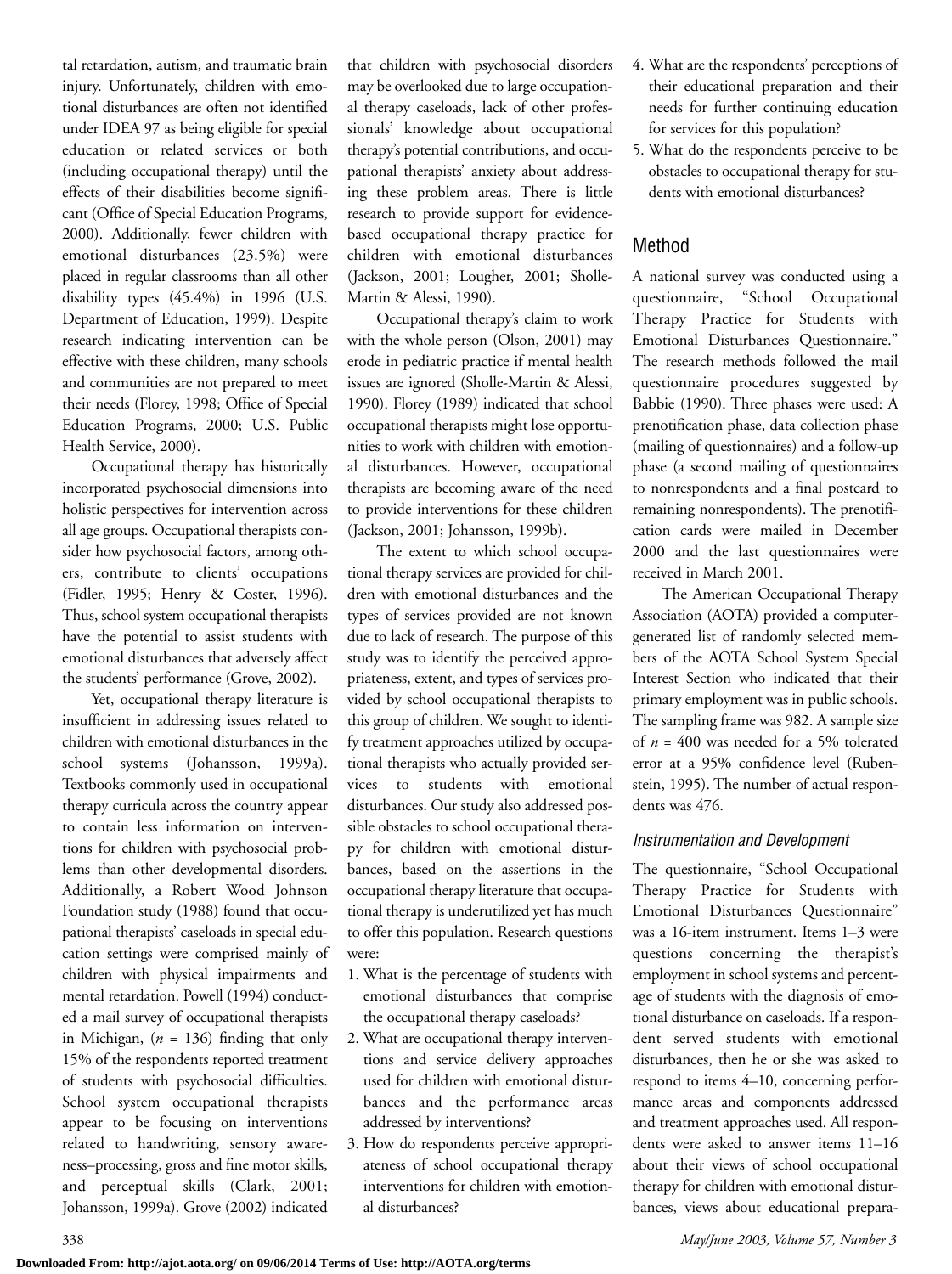tal retardation, autism, and traumatic brain injury. Unfortunately, children with emotional disturbances are often not identified under IDEA 97 as being eligible for special education or related services or both (including occupational therapy) until the effects of their disabilities become significant (Office of Special Education Programs, 2000). Additionally, fewer children with emotional disturbances (23.5%) were placed in regular classrooms than all other disability types (45.4%) in 1996 (U.S. Department of Education, 1999). Despite research indicating intervention can be effective with these children, many schools and communities are not prepared to meet their needs (Florey, 1998; Office of Special Education Programs, 2000; U.S. Public Health Service, 2000).

Occupational therapy has historically incorporated psychosocial dimensions into holistic perspectives for intervention across all age groups. Occupational therapists consider how psychosocial factors, among others, contribute to clients' occupations (Fidler, 1995; Henry & Coster, 1996). Thus, school system occupational therapists have the potential to assist students with emotional disturbances that adversely affect the students' performance (Grove, 2002).

Yet, occupational therapy literature is insufficient in addressing issues related to children with emotional disturbances in the school systems (Johansson, 1999a). Textbooks commonly used in occupational therapy curricula across the country appear to contain less information on interventions for children with psychosocial problems than other developmental disorders. Additionally, a Robert Wood Johnson Foundation study (1988) found that occupational therapists' caseloads in special education settings were comprised mainly of children with physical impairments and mental retardation. Powell (1994) conducted a mail survey of occupational therapists in Michigan, ($n$ = 136) finding that only 15% of the respondents reported treatment of students with psychosocial difficulties. School system occupational therapists appear to be focusing on interventions related to handwriting, sensory awareness–processing, gross and fine motor skills, and perceptual skills (Clark, 2001; Johansson, 1999a). Grove (2002) indicated that children with psychosocial disorders may be overlooked due to large occupational therapy caseloads, lack of other professionals' knowledge about occupational therapy's potential contributions, and occupational therapists' anxiety about addressing these problem areas. There is little research to provide support for evidence-based occupational therapy practice for children with emotional disturbances (Jackson, 2001; Lougher, 2001; Sholle-Martin & Alessi, 1990).

Occupational therapy's claim to work with the whole person (Olson, 2001) may erode in pediatric practice if mental health issues are ignored (Sholle-Martin & Alessi, 1990). Florey (1989) indicated that school occupational therapists might lose opportunities to work with children with emotional disturbances. However, occupational therapists are becoming aware of the need to provide interventions for these children (Jackson, 2001; Johansson, 1999b).

The extent to which school occupational therapy services are provided for children with emotional disturbances and the types of services provided are not known due to lack of research. The purpose of this study was to identify the perceived appropriateness, extent, and types of services provided by school occupational therapists to this group of children. We sought to identify treatment approaches utilized by occupational therapists who actually provided services to students with emotional disturbances. Our study also addressed possible obstacles to school occupational therapy for children with emotional disturbances, based on the assertions in the occupational therapy literature that occupational therapy is underutilized yet has much to offer this population. Research questions were:

1. What is the percentage of students with emotional disturbances that comprise the occupational therapy caseloads?
2. What are occupational therapy interventions and service delivery approaches used for children with emotional disturbances and the performance areas addressed by interventions?
3. How do respondents perceive appropriateness of school occupational therapy interventions for children with emotional disturbances?
4. What are the respondents' perceptions of their educational preparation and their needs for further continuing education for services for this population?
5. What do the respondents perceive to be obstacles to occupational therapy for students with emotional disturbances?

## Method

A national survey was conducted using a questionnaire, "School Occupational Therapy Practice for Students with Emotional Disturbances Questionnaire." The research methods followed the mail questionnaire procedures suggested by Babbie (1990). Three phases were used: A prenotification phase, data collection phase (mailing of questionnaires) and a follow-up phase (a second mailing of questionnaires to nonrespondents and a final postcard to remaining nonrespondents). The prenotification cards were mailed in December 2000 and the last questionnaires were received in March 2001.

The American Occupational Therapy Association (AOTA) provided a computer-generated list of randomly selected members of the AOTA School System Special Interest Section who indicated that their primary employment was in public schools. The sampling frame was 982. A sample size of $n$ = 400 was needed for a 5% tolerated error at a 95% confidence level (Rubenstein, 1995). The number of actual respondents was 476.

### *Instrumentation and Development*

The questionnaire, "School Occupational Therapy Practice for Students with Emotional Disturbances Questionnaire" was a 16-item instrument. Items 1–3 were questions concerning the therapist's employment in school systems and percentage of students with the diagnosis of emotional disturbance on caseloads. If a respondent served students with emotional disturbances, then he or she was asked to respond to items 4–10, concerning performance areas and components addressed and treatment approaches used. All respondents were asked to answer items 11–16 about their views of school occupational therapy for children with emotional disturbances, views about educational prepara-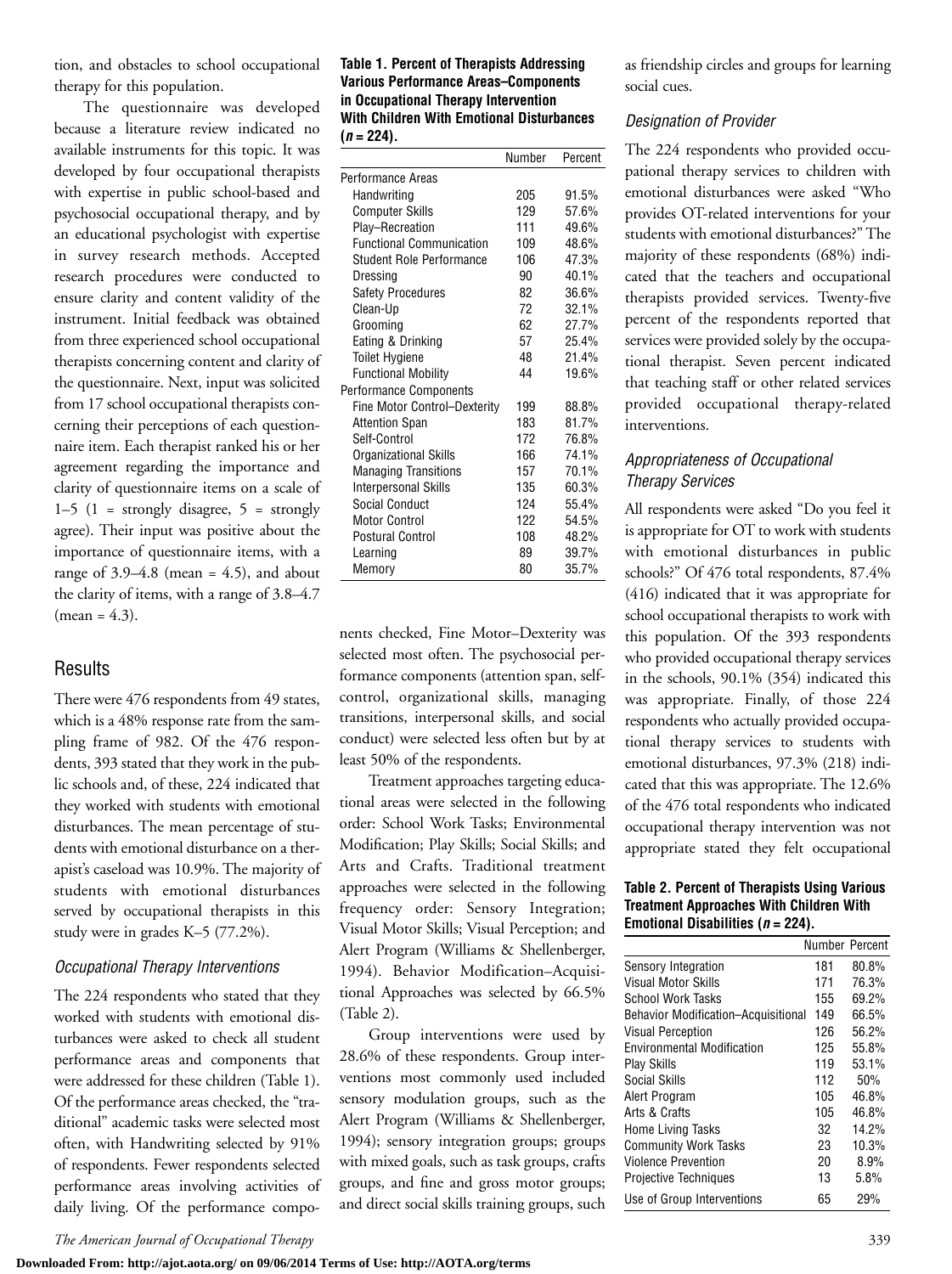tion, and obstacles to school occupational therapy for this population.

The questionnaire was developed because a literature review indicated no available instruments for this topic. It was developed by four occupational therapists with expertise in public school-based and psychosocial occupational therapy, and by an educational psychologist with expertise in survey research methods. Accepted research procedures were conducted to ensure clarity and content validity of the instrument. Initial feedback was obtained from three experienced school occupational therapists concerning content and clarity of the questionnaire. Next, input was solicited from 17 school occupational therapists concerning their perceptions of each questionnaire item. Each therapist ranked his or her agreement regarding the importance and clarity of questionnaire items on a scale of 1–5 (1 = strongly disagree, 5 = strongly agree). Their input was positive about the importance of questionnaire items, with a range of 3.9–4.8 (mean = 4.5), and about the clarity of items, with a range of 3.8–4.7 (mean = 4.3).

## Results

There were 476 respondents from 49 states, which is a 48% response rate from the sampling frame of 982. Of the 476 respondents, 393 stated that they work in the public schools and, of these, 224 indicated that they worked with students with emotional disturbances. The mean percentage of students with emotional disturbance on a therapist's caseload was 10.9%. The majority of students with emotional disturbances served by occupational therapists in this study were in grades K–5 (77.2%).

### *Occupational Therapy Interventions*

The 224 respondents who stated that they worked with students with emotional disturbances were asked to check all student performance areas and components that were addressed for these children (Table 1). Of the performance areas checked, the "traditional" academic tasks were selected most often, with Handwriting selected by 91% of respondents. Fewer respondents selected performance areas involving activities of daily living. Of the performance components checked, Fine Motor–Dexterity was selected most often. The psychosocial performance components (attention span, self-control, organizational skills, managing transitions, interpersonal skills, and social conduct) were selected less often but by at least 50% of the respondents.

**Table 1. Percent of Therapists Addressing Various Performance Areas–Components in Occupational Therapy Intervention With Children With Emotional Disturbances (*n* = 224).**

| | Number | Percent |
|---|---|---|
| Performance Areas | | |
| Handwriting | 205 | 91.5% |
| Computer Skills | 129 | 57.6% |
| Play–Recreation | 111 | 49.6% |
| Functional Communication | 109 | 48.6% |
| Student Role Performance | 106 | 47.3% |
| Dressing | 90 | 40.1% |
| Safety Procedures | 82 | 36.6% |
| Clean-Up | 72 | 32.1% |
| Grooming | 62 | 27.7% |
| Eating & Drinking | 57 | 25.4% |
| Toilet Hygiene | 48 | 21.4% |
| Functional Mobility | 44 | 19.6% |
| Performance Components | | |
| Fine Motor Control–Dexterity | 199 | 88.8% |
| Attention Span | 183 | 81.7% |
| Self-Control | 172 | 76.8% |
| Organizational Skills | 166 | 74.1% |
| Managing Transitions | 157 | 70.1% |
| Interpersonal Skills | 135 | 60.3% |
| Social Conduct | 124 | 55.4% |
| Motor Control | 122 | 54.5% |
| Postural Control | 108 | 48.2% |
| Learning | 89 | 39.7% |
| Memory | 80 | 35.7% |

Treatment approaches targeting educational areas were selected in the following order: School Work Tasks; Environmental Modification; Play Skills; Social Skills; and Arts and Crafts. Traditional treatment approaches were selected in the following frequency order: Sensory Integration; Visual Motor Skills; Visual Perception; and Alert Program (Williams & Shellenberger, 1994). Behavior Modification–Acquisitional Approaches was selected by 66.5% (Table 2).

Group interventions were used by 28.6% of these respondents. Group interventions most commonly used included sensory modulation groups, such as the Alert Program (Williams & Shellenberger, 1994); sensory integration groups; groups with mixed goals, such as task groups, crafts groups, and fine and gross motor groups; and direct social skills training groups, such as friendship circles and groups for learning social cues.

### *Designation of Provider*

The 224 respondents who provided occupational therapy services to children with emotional disturbances were asked "Who provides OT-related interventions for your students with emotional disturbances?" The majority of these respondents (68%) indicated that the teachers and occupational therapists provided services. Twenty-five percent of the respondents reported that services were provided solely by the occupational therapist. Seven percent indicated that teaching staff or other related services provided occupational therapy-related interventions.

### *Appropriateness of Occupational Therapy Services*

All respondents were asked "Do you feel it is appropriate for OT to work with students with emotional disturbances in public schools?" Of 476 total respondents, 87.4% (416) indicated that it was appropriate for school occupational therapists to work with this population. Of the 393 respondents who provided occupational therapy services in the schools, 90.1% (354) indicated this was appropriate. Finally, of those 224 respondents who actually provided occupational therapy services to students with emotional disturbances, 97.3% (218) indicated that this was appropriate. The 12.6% of the 476 total respondents who indicated occupational therapy intervention was not appropriate stated they felt occupational

**Table 2. Percent of Therapists Using Various Treatment Approaches With Children With Emotional Disabilities (*n* = 224).**

| | Number | Percent |
|---|---|---|
| Sensory Integration | 181 | 80.8% |
| Visual Motor Skills | 171 | 76.3% |
| School Work Tasks | 155 | 69.2% |
| Behavior Modification–Acquisitional | 149 | 66.5% |
| Visual Perception | 126 | 56.2% |
| Environmental Modification | 125 | 55.8% |
| Play Skills | 119 | 53.1% |
| Social Skills | 112 | 50% |
| Alert Program | 105 | 46.8% |
| Arts & Crafts | 105 | 46.8% |
| Home Living Tasks | 32 | 14.2% |
| Community Work Tasks | 23 | 10.3% |
| Violence Prevention | 20 | 8.9% |
| Projective Techniques | 13 | 5.8% |
| Use of Group Interventions | 65 | 29% |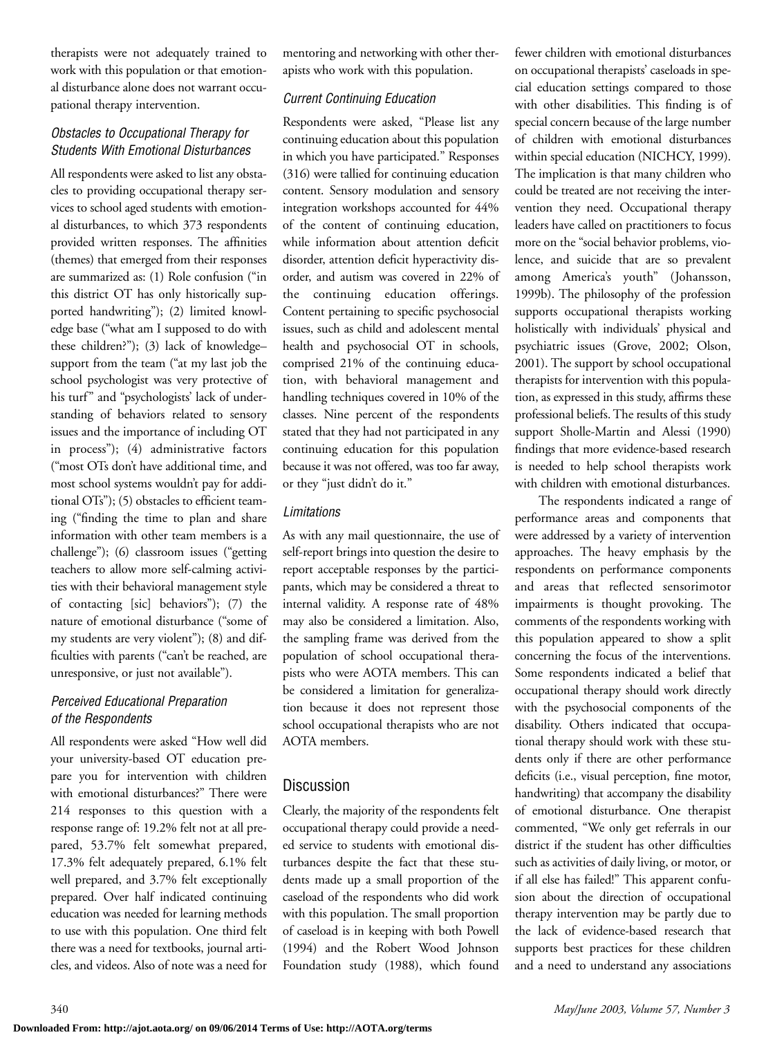therapists were not adequately trained to work with this population or that emotional disturbance alone does not warrant occupational therapy intervention.

### *Obstacles to Occupational Therapy for Students With Emotional Disturbances*

All respondents were asked to list any obstacles to providing occupational therapy services to school aged students with emotional disturbances, to which 373 respondents provided written responses. The affinities (themes) that emerged from their responses are summarized as: (1) Role confusion ("in this district OT has only historically supported handwriting"); (2) limited knowledge base ("what am I supposed to do with these children?"); (3) lack of knowledge–support from the team ("at my last job the school psychologist was very protective of his turf" and "psychologists' lack of understanding of behaviors related to sensory issues and the importance of including OT in process"); (4) administrative factors ("most OTs don't have additional time, and most school systems wouldn't pay for additional OTs"); (5) obstacles to efficient teaming ("finding the time to plan and share information with other team members is a challenge"); (6) classroom issues ("getting teachers to allow more self-calming activities with their behavioral management style of contacting [sic] behaviors"); (7) the nature of emotional disturbance ("some of my students are very violent"); (8) and difficulties with parents ("can't be reached, are unresponsive, or just not available").

### *Perceived Educational Preparation of the Respondents*

All respondents were asked "How well did your university-based OT education prepare you for intervention with children with emotional disturbances?" There were 214 responses to this question with a response range of: 19.2% felt not at all prepared, 53.7% felt somewhat prepared, 17.3% felt adequately prepared, 6.1% felt well prepared, and 3.7% felt exceptionally prepared. Over half indicated continuing education was needed for learning methods to use with this population. One third felt there was a need for textbooks, journal articles, and videos. Also of note was a need for mentoring and networking with other therapists who work with this population.

### *Current Continuing Education*

Respondents were asked, "Please list any continuing education about this population in which you have participated." Responses (316) were tallied for continuing education content. Sensory modulation and sensory integration workshops accounted for 44% of the content of continuing education, while information about attention deficit disorder, attention deficit hyperactivity disorder, and autism was covered in 22% of the continuing education offerings. Content pertaining to specific psychosocial issues, such as child and adolescent mental health and psychosocial OT in schools, comprised 21% of the continuing education, with behavioral management and handling techniques covered in 10% of the classes. Nine percent of the respondents stated that they had not participated in any continuing education for this population because it was not offered, was too far away, or they "just didn't do it."

### *Limitations*

As with any mail questionnaire, the use of self-report brings into question the desire to report acceptable responses by the participants, which may be considered a threat to internal validity. A response rate of 48% may also be considered a limitation. Also, the sampling frame was derived from the population of school occupational therapists who were AOTA members. This can be considered a limitation for generalization because it does not represent those school occupational therapists who are not AOTA members.

## Discussion

Clearly, the majority of the respondents felt occupational therapy could provide a needed service to students with emotional disturbances despite the fact that these students made up a small proportion of the caseload of the respondents who did work with this population. The small proportion of caseload is in keeping with both Powell (1994) and the Robert Wood Johnson Foundation study (1988), which found fewer children with emotional disturbances on occupational therapists' caseloads in special education settings compared to those with other disabilities. This finding is of special concern because of the large number of children with emotional disturbances within special education (NICHCY, 1999). The implication is that many children who could be treated are not receiving the intervention they need. Occupational therapy leaders have called on practitioners to focus more on the "social behavior problems, violence, and suicide that are so prevalent among America's youth" (Johansson, 1999b). The philosophy of the profession supports occupational therapists working holistically with individuals' physical and psychiatric issues (Grove, 2002; Olson, 2001). The support by school occupational therapists for intervention with this population, as expressed in this study, affirms these professional beliefs. The results of this study support Sholle-Martin and Alessi (1990) findings that more evidence-based research is needed to help school therapists work with children with emotional disturbances.

The respondents indicated a range of performance areas and components that were addressed by a variety of intervention approaches. The heavy emphasis by the respondents on performance components and areas that reflected sensorimotor impairments is thought provoking. The comments of the respondents working with this population appeared to show a split concerning the focus of the interventions. Some respondents indicated a belief that occupational therapy should work directly with the psychosocial components of the disability. Others indicated that occupational therapy should work with these students only if there are other performance deficits (i.e., visual perception, fine motor, handwriting) that accompany the disability of emotional disturbance. One therapist commented, "We only get referrals in our district if the student has other difficulties such as activities of daily living, or motor, or if all else has failed!" This apparent confusion about the direction of occupational therapy intervention may be partly due to the lack of evidence-based research that supports best practices for these children and a need to understand any associations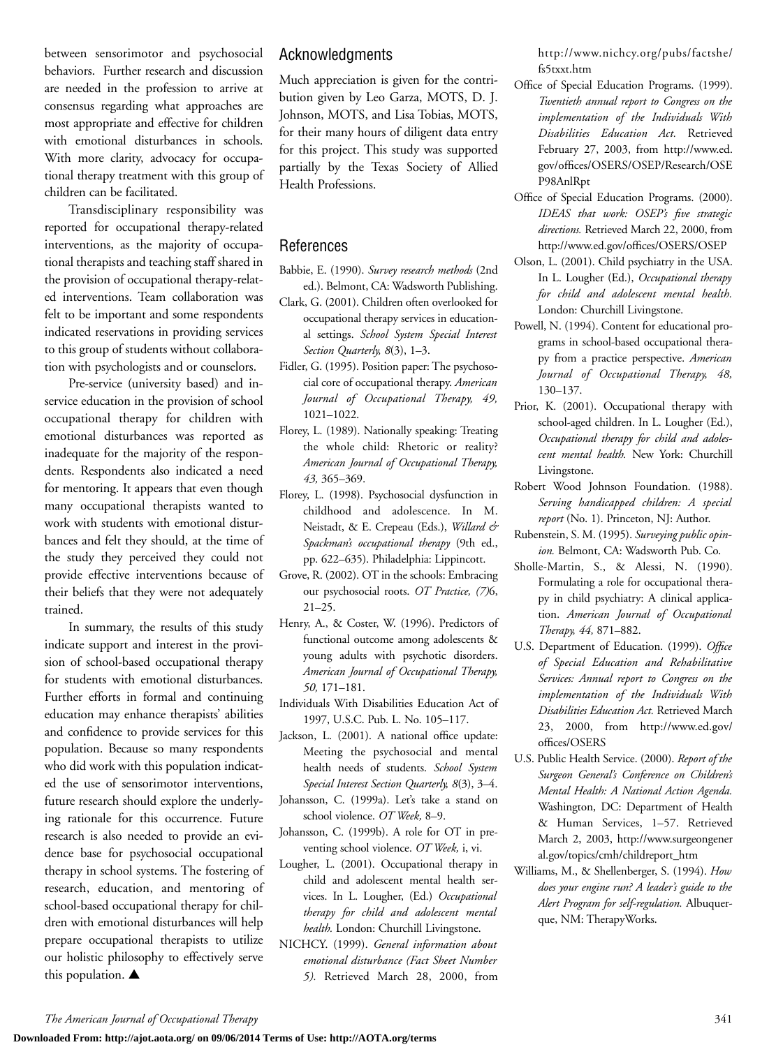between sensorimotor and psychosocial behaviors. Further research and discussion are needed in the profession to arrive at consensus regarding what approaches are most appropriate and effective for children with emotional disturbances in schools. With more clarity, advocacy for occupational therapy treatment with this group of children can be facilitated.

Transdisciplinary responsibility was reported for occupational therapy-related interventions, as the majority of occupational therapists and teaching staff shared in the provision of occupational therapy-related interventions. Team collaboration was felt to be important and some respondents indicated reservations in providing services to this group of students without collaboration with psychologists and or counselors.

Pre-service (university based) and in-service education in the provision of school occupational therapy for children with emotional disturbances was reported as inadequate for the majority of the respondents. Respondents also indicated a need for mentoring. It appears that even though many occupational therapists wanted to work with students with emotional disturbances and felt they should, at the time of the study they perceived they could not provide effective interventions because of their beliefs that they were not adequately trained.

In summary, the results of this study indicate support and interest in the provision of school-based occupational therapy for students with emotional disturbances. Further efforts in formal and continuing education may enhance therapists' abilities and confidence to provide services for this population. Because so many respondents who did work with this population indicated the use of sensorimotor interventions, future research should explore the underlying rationale for this occurrence. Future research is also needed to provide an evidence base for psychosocial occupational therapy in school systems. The fostering of research, education, and mentoring of school-based occupational therapy for children with emotional disturbances will help prepare occupational therapists to utilize our holistic philosophy to effectively serve this population. ▲

## Acknowledgments

Much appreciation is given for the contribution given by Leo Garza, MOTS, D. J. Johnson, MOTS, and Lisa Tobias, MOTS, for their many hours of diligent data entry for this project. This study was supported partially by the Texas Society of Allied Health Professions.

## References

Babbie, E. (1990). *Survey research methods* (2nd ed.). Belmont, CA: Wadsworth Publishing.

Clark, G. (2001). Children often overlooked for occupational therapy services in educational settings. *School System Special Interest Section Quarterly, 8*(3), 1–3.

Fidler, G. (1995). Position paper: The psychosocial core of occupational therapy. *American Journal of Occupational Therapy, 49,* 1021–1022.

Florey, L. (1989). Nationally speaking: Treating the whole child: Rhetoric or reality? *American Journal of Occupational Therapy, 43,* 365–369.

Florey, L. (1998). Psychosocial dysfunction in childhood and adolescence. In M. Neistadt, & E. Crepeau (Eds.), *Willard & Spackman's occupational therapy* (9th ed., pp. 622–635). Philadelphia: Lippincott.

Grove, R. (2002). OT in the schools: Embracing our psychosocial roots. *OT Practice, (7)*6, 21–25.

Henry, A., & Coster, W. (1996). Predictors of functional outcome among adolescents & young adults with psychotic disorders. *American Journal of Occupational Therapy, 50,* 171–181.

Individuals With Disabilities Education Act of 1997, U.S.C. Pub. L. No. 105–117.

Jackson, L. (2001). A national office update: Meeting the psychosocial and mental health needs of students. *School System Special Interest Section Quarterly, 8*(3), 3–4.

Johansson, C. (1999a). Let's take a stand on school violence. *OT Week,* 8–9.

Johansson, C. (1999b). A role for OT in preventing school violence. *OT Week,* i, vi.

Lougher, L. (2001). Occupational therapy in child and adolescent mental health services. In L. Lougher, (Ed.) *Occupational therapy for child and adolescent mental health.* London: Churchill Livingstone.

NICHCY. (1999). *General information about emotional disturbance (Fact Sheet Number 5).* Retrieved March 28, 2000, from http://www.nichcy.org/pubs/factshe/fs5txxt.htm

Office of Special Education Programs. (1999). *Twentieth annual report to Congress on the implementation of the Individuals With Disabilities Education Act.* Retrieved February 27, 2003, from http://www.ed.gov/offices/OSERS/OSEP/Research/OSEP98AnlRpt

Office of Special Education Programs. (2000). *IDEAS that work: OSEP's five strategic directions.* Retrieved March 22, 2000, from http://www.ed.gov/offices/OSERS/OSEP

Olson, L. (2001). Child psychiatry in the USA. In L. Lougher (Ed.), *Occupational therapy for child and adolescent mental health.* London: Churchill Livingstone.

Powell, N. (1994). Content for educational programs in school-based occupational therapy from a practice perspective. *American Journal of Occupational Therapy, 48,* 130–137.

Prior, K. (2001). Occupational therapy with school-aged children. In L. Lougher (Ed.), *Occupational therapy for child and adolescent mental health.* New York: Churchill Livingstone.

Robert Wood Johnson Foundation. (1988). *Serving handicapped children: A special report* (No. 1). Princeton, NJ: Author.

Rubenstein, S. M. (1995). *Surveying public opinion.* Belmont, CA: Wadsworth Pub. Co.

Sholle-Martin, S., & Alessi, N. (1990). Formulating a role for occupational therapy in child psychiatry: A clinical application. *American Journal of Occupational Therapy, 44,* 871–882.

U.S. Department of Education. (1999). *Office of Special Education and Rehabilitative Services: Annual report to Congress on the implementation of the Individuals With Disabilities Education Act.* Retrieved March 23, 2000, from http://www.ed.gov/offices/OSERS

U.S. Public Health Service. (2000). *Report of the Surgeon General's Conference on Children's Mental Health: A National Action Agenda.* Washington, DC: Department of Health & Human Services, 1–57. Retrieved March 2, 2003, http://www.surgeongeneral.gov/topics/cmh/childreport_htm

Williams, M., & Shellenberger, S. (1994). *How does your engine run? A leader's guide to the Alert Program for self-regulation.* Albuquerque, NM: TherapyWorks.